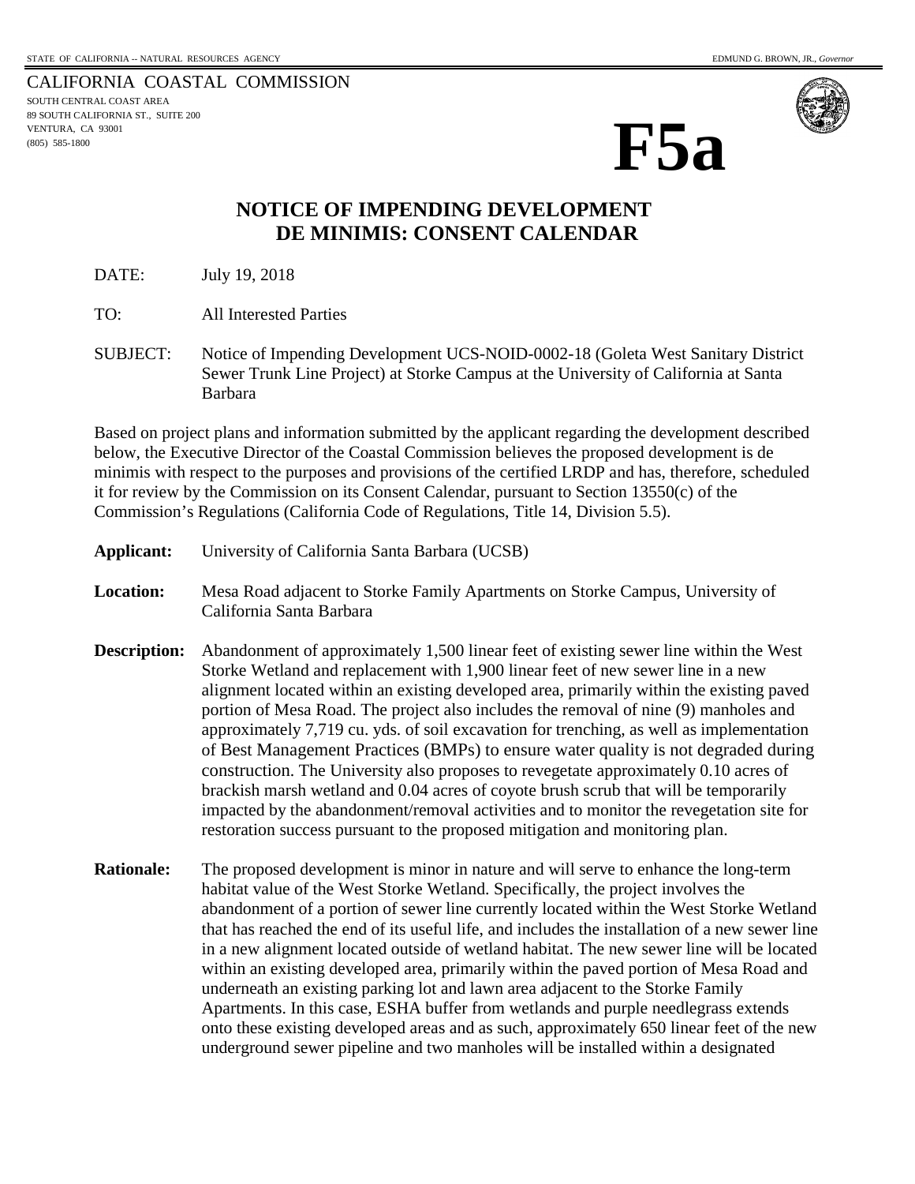STATE OF CALIFORNIA -- NATURAL RESOURCES AGENCY

EDMUND G. BROWN, JR., *Governor*

CALIFORNIA COASTAL COMMISSION
SOUTH CENTRAL COAST AREA
89 SOUTH CALIFORNIA ST., SUITE 200
VENTURA, CA 93001
(805) 585-1800

# F5a

## NOTICE OF IMPENDING DEVELOPMENT
## DE MINIMIS: CONSENT CALENDAR

DATE: July 19, 2018

TO: All Interested Parties

SUBJECT: Notice of Impending Development UCS-NOID-0002-18 (Goleta West Sanitary District Sewer Trunk Line Project) at Storke Campus at the University of California at Santa Barbara

Based on project plans and information submitted by the applicant regarding the development described below, the Executive Director of the Coastal Commission believes the proposed development is de minimis with respect to the purposes and provisions of the certified LRDP and has, therefore, scheduled it for review by the Commission on its Consent Calendar, pursuant to Section 13550(c) of the Commission's Regulations (California Code of Regulations, Title 14, Division 5.5).

**Applicant:** University of California Santa Barbara (UCSB)

**Location:** Mesa Road adjacent to Storke Family Apartments on Storke Campus, University of California Santa Barbara

**Description:** Abandonment of approximately 1,500 linear feet of existing sewer line within the West Storke Wetland and replacement with 1,900 linear feet of new sewer line in a new alignment located within an existing developed area, primarily within the existing paved portion of Mesa Road. The project also includes the removal of nine (9) manholes and approximately 7,719 cu. yds. of soil excavation for trenching, as well as implementation of Best Management Practices (BMPs) to ensure water quality is not degraded during construction. The University also proposes to revegetate approximately 0.10 acres of brackish marsh wetland and 0.04 acres of coyote brush scrub that will be temporarily impacted by the abandonment/removal activities and to monitor the revegetation site for restoration success pursuant to the proposed mitigation and monitoring plan.

**Rationale:** The proposed development is minor in nature and will serve to enhance the long-term habitat value of the West Storke Wetland. Specifically, the project involves the abandonment of a portion of sewer line currently located within the West Storke Wetland that has reached the end of its useful life, and includes the installation of a new sewer line in a new alignment located outside of wetland habitat. The new sewer line will be located within an existing developed area, primarily within the paved portion of Mesa Road and underneath an existing parking lot and lawn area adjacent to the Storke Family Apartments. In this case, ESHA buffer from wetlands and purple needlegrass extends onto these existing developed areas and as such, approximately 650 linear feet of the new underground sewer pipeline and two manholes will be installed within a designated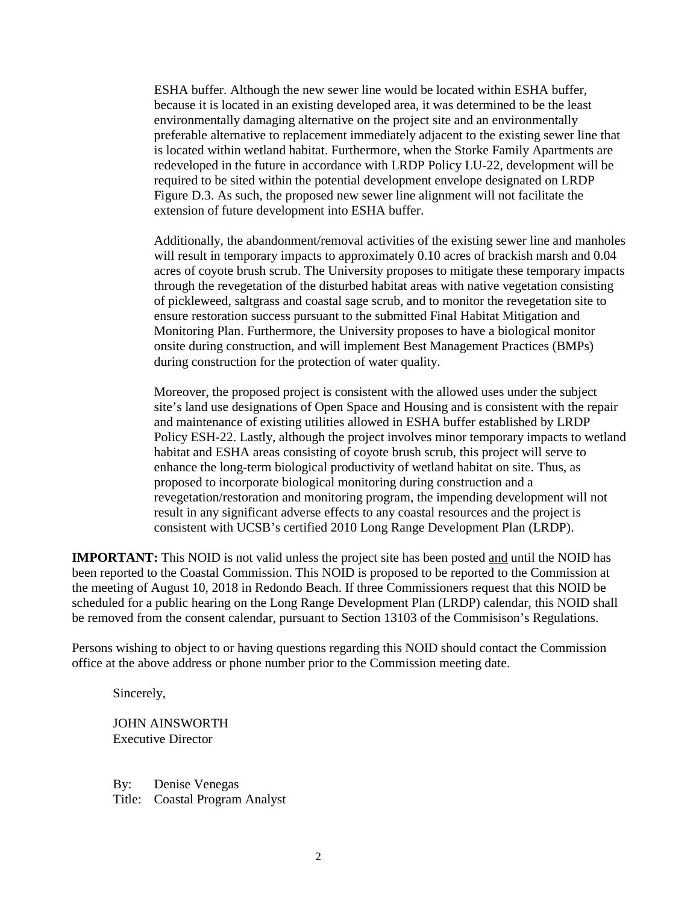ESHA buffer. Although the new sewer line would be located within ESHA buffer, because it is located in an existing developed area, it was determined to be the least environmentally damaging alternative on the project site and an environmentally preferable alternative to replacement immediately adjacent to the existing sewer line that is located within wetland habitat. Furthermore, when the Storke Family Apartments are redeveloped in the future in accordance with LRDP Policy LU-22, development will be required to be sited within the potential development envelope designated on LRDP Figure D.3. As such, the proposed new sewer line alignment will not facilitate the extension of future development into ESHA buffer.

Additionally, the abandonment/removal activities of the existing sewer line and manholes will result in temporary impacts to approximately 0.10 acres of brackish marsh and 0.04 acres of coyote brush scrub. The University proposes to mitigate these temporary impacts through the revegetation of the disturbed habitat areas with native vegetation consisting of pickleweed, saltgrass and coastal sage scrub, and to monitor the revegetation site to ensure restoration success pursuant to the submitted Final Habitat Mitigation and Monitoring Plan. Furthermore, the University proposes to have a biological monitor onsite during construction, and will implement Best Management Practices (BMPs) during construction for the protection of water quality.

Moreover, the proposed project is consistent with the allowed uses under the subject site's land use designations of Open Space and Housing and is consistent with the repair and maintenance of existing utilities allowed in ESHA buffer established by LRDP Policy ESH-22. Lastly, although the project involves minor temporary impacts to wetland habitat and ESHA areas consisting of coyote brush scrub, this project will serve to enhance the long-term biological productivity of wetland habitat on site. Thus, as proposed to incorporate biological monitoring during construction and a revegetation/restoration and monitoring program, the impending development will not result in any significant adverse effects to any coastal resources and the project is consistent with UCSB's certified 2010 Long Range Development Plan (LRDP).

**IMPORTANT:** This NOID is not valid unless the project site has been posted and until the NOID has been reported to the Coastal Commission. This NOID is proposed to be reported to the Commission at the meeting of August 10, 2018 in Redondo Beach. If three Commissioners request that this NOID be scheduled for a public hearing on the Long Range Development Plan (LRDP) calendar, this NOID shall be removed from the consent calendar, pursuant to Section 13103 of the Commisison's Regulations.

Persons wishing to object to or having questions regarding this NOID should contact the Commission office at the above address or phone number prior to the Commission meeting date.

Sincerely,

JOHN AINSWORTH
Executive Director

By: Denise Venegas
Title: Coastal Program Analyst